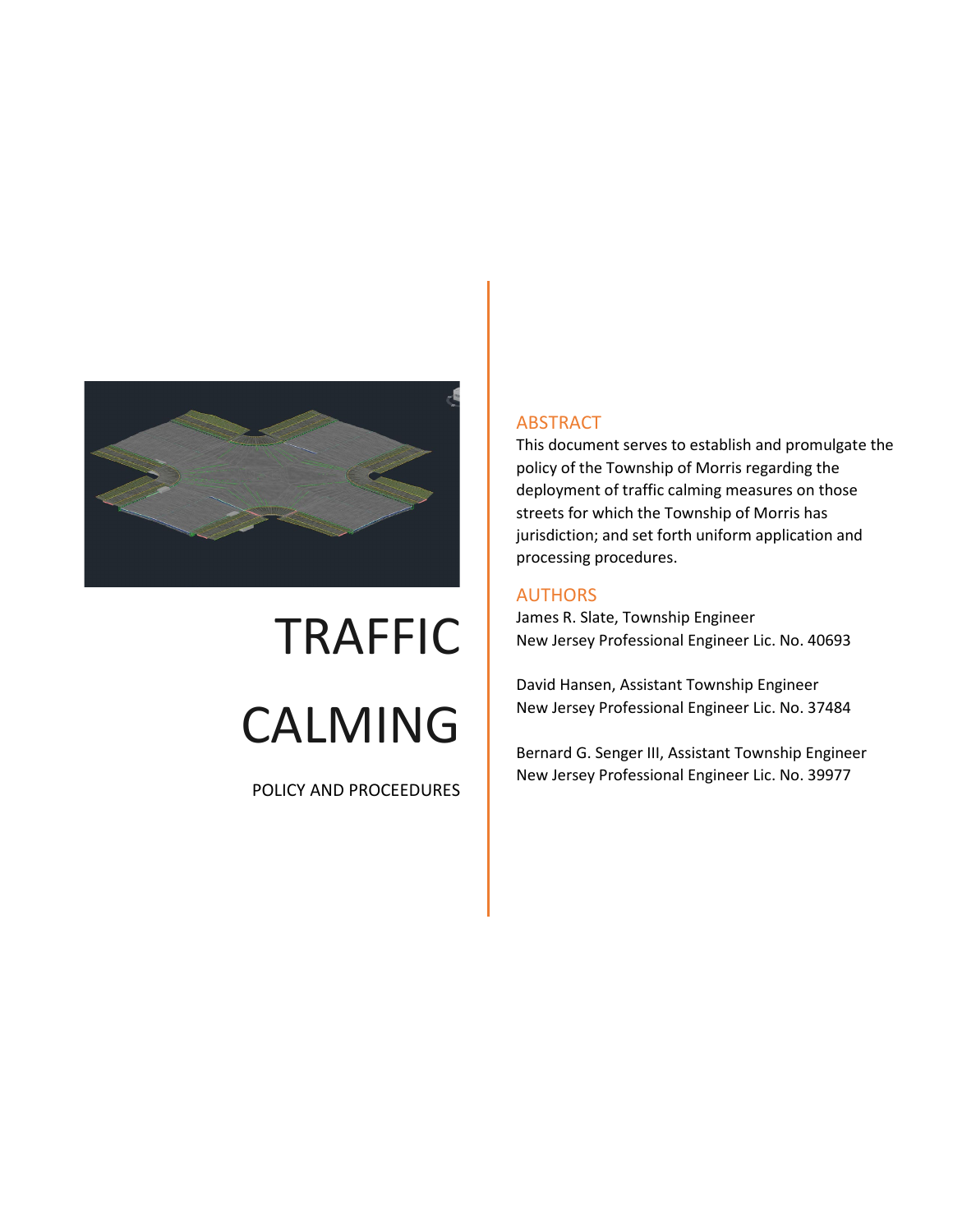# TRAFFIC CALMING

POLICY AND PROCEEDURES

## ABSTRACT

This document serves to establish and promulgate the policy of the Township of Morris regarding the deployment of traffic calming measures on those streets for which the Township of Morris has jurisdiction; and set forth uniform application and processing procedures.

## AUTHORS

James R. Slate, Township Engineer
New Jersey Professional Engineer Lic. No. 40693

David Hansen, Assistant Township Engineer
New Jersey Professional Engineer Lic. No. 37484

Bernard G. Senger III, Assistant Township Engineer
New Jersey Professional Engineer Lic. No. 39977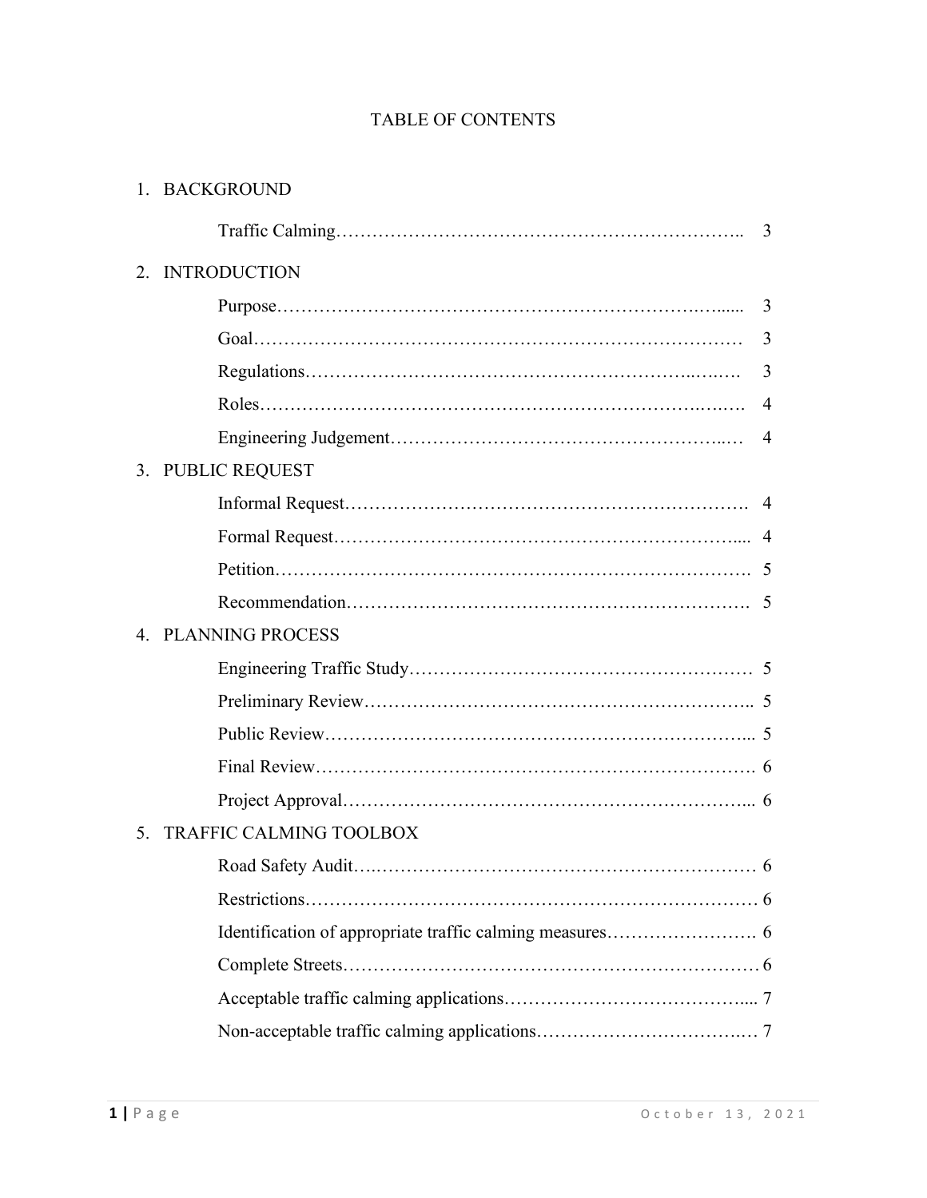# TABLE OF CONTENTS

1. BACKGROUND

   Traffic Calming………………………………………………………….. 3

2. INTRODUCTION

   Purpose……………………………………………………………......... 3

   Goal……………………………………………………………………… 3

   Regulations…………………………………………………………….. 3

   Roles……………………………………………………………………. 4

   Engineering Judgement…………………………………………….… 4

3. PUBLIC REQUEST

   Informal Request………………………………………………………. 4

   Formal Request……………………………………………………….... 4

   Petition…………………………………………………………………. 5

   Recommendation………………………………………………………. 5

4. PLANNING PROCESS

   Engineering Traffic Study……………………………………………… 5

   Preliminary Review…………………………………………………….. 5

   Public Review………………………………………………………….... 5

   Final Review……………………………………………………………. 6

   Project Approval……………………………………………………….... 6

5. TRAFFIC CALMING TOOLBOX

   Road Safety Audit……………………………………………………… 6

   Restrictions……………………………………………………………… 6

   Identification of appropriate traffic calming measures……………………. 6

   Complete Streets………………………………………………………… 6

   Acceptable traffic calming applications………………………………….... 7

   Non-acceptable traffic calming applications…………………………….… 7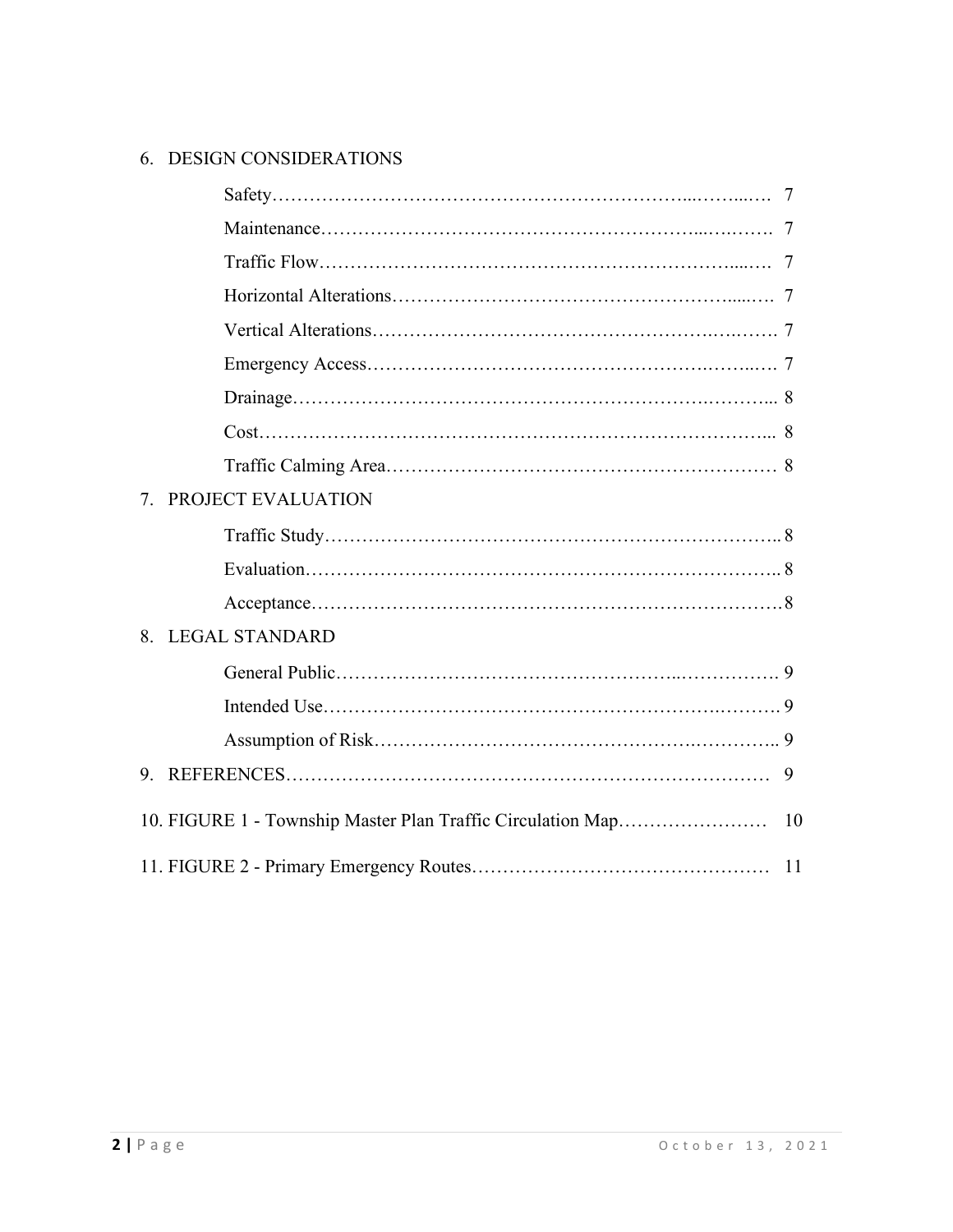6. DESIGN CONSIDERATIONS

   Safety……………………………………………………………………… 7

   Maintenance……………………………………………………………… 7

   Traffic Flow……………………………………………………………… 7

   Horizontal Alterations…………………………………………………… 7

   Vertical Alterations……………………………………………………… 7

   Emergency Access……………………………………………………… 7

   Drainage…………………………………………………………………… 8

   Cost………………………………………………………………………… 8

   Traffic Calming Area……………………………………………………… 8

7. PROJECT EVALUATION

   Traffic Study……………………………………………………………… 8

   Evaluation………………………………………………………………… 8

   Acceptance………………………………………………………………… 8

8. LEGAL STANDARD

   General Public……………………………………………………………… 9

   Intended Use……………………………………………………………… 9

   Assumption of Risk……………………………………………………… 9

9. REFERENCES………………………………………………………………… 9

10. FIGURE 1 - Township Master Plan Traffic Circulation Map…………………… 10

11. FIGURE 2 - Primary Emergency Routes………………………………………… 11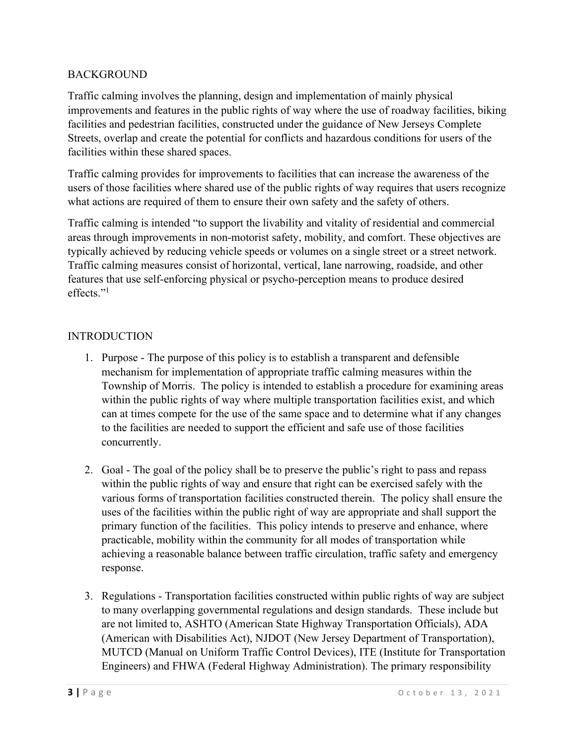## BACKGROUND

Traffic calming involves the planning, design and implementation of mainly physical improvements and features in the public rights of way where the use of roadway facilities, biking facilities and pedestrian facilities, constructed under the guidance of New Jerseys Complete Streets, overlap and create the potential for conflicts and hazardous conditions for users of the facilities within these shared spaces.

Traffic calming provides for improvements to facilities that can increase the awareness of the users of those facilities where shared use of the public rights of way requires that users recognize what actions are required of them to ensure their own safety and the safety of others.

Traffic calming is intended "to support the livability and vitality of residential and commercial areas through improvements in non-motorist safety, mobility, and comfort. These objectives are typically achieved by reducing vehicle speeds or volumes on a single street or a street network. Traffic calming measures consist of horizontal, vertical, lane narrowing, roadside, and other features that use self-enforcing physical or psycho-perception means to produce desired effects."[1]

## INTRODUCTION

1. Purpose - The purpose of this policy is to establish a transparent and defensible mechanism for implementation of appropriate traffic calming measures within the Township of Morris. The policy is intended to establish a procedure for examining areas within the public rights of way where multiple transportation facilities exist, and which can at times compete for the use of the same space and to determine what if any changes to the facilities are needed to support the efficient and safe use of those facilities concurrently.

2. Goal - The goal of the policy shall be to preserve the public's right to pass and repass within the public rights of way and ensure that right can be exercised safely with the various forms of transportation facilities constructed therein. The policy shall ensure the uses of the facilities within the public right of way are appropriate and shall support the primary function of the facilities. This policy intends to preserve and enhance, where practicable, mobility within the community for all modes of transportation while achieving a reasonable balance between traffic circulation, traffic safety and emergency response.

3. Regulations - Transportation facilities constructed within public rights of way are subject to many overlapping governmental regulations and design standards. These include but are not limited to, ASHTO (American State Highway Transportation Officials), ADA (American with Disabilities Act), NJDOT (New Jersey Department of Transportation), MUTCD (Manual on Uniform Traffic Control Devices), ITE (Institute for Transportation Engineers) and FHWA (Federal Highway Administration). The primary responsibility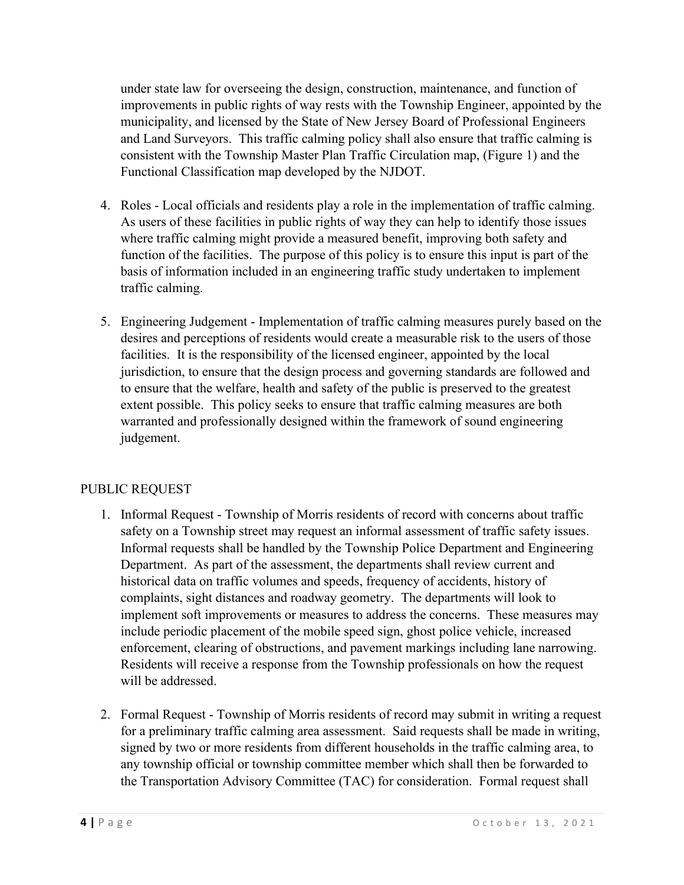under state law for overseeing the design, construction, maintenance, and function of improvements in public rights of way rests with the Township Engineer, appointed by the municipality, and licensed by the State of New Jersey Board of Professional Engineers and Land Surveyors. This traffic calming policy shall also ensure that traffic calming is consistent with the Township Master Plan Traffic Circulation map, (Figure 1) and the Functional Classification map developed by the NJDOT.

4. Roles - Local officials and residents play a role in the implementation of traffic calming. As users of these facilities in public rights of way they can help to identify those issues where traffic calming might provide a measured benefit, improving both safety and function of the facilities. The purpose of this policy is to ensure this input is part of the basis of information included in an engineering traffic study undertaken to implement traffic calming.

5. Engineering Judgement - Implementation of traffic calming measures purely based on the desires and perceptions of residents would create a measurable risk to the users of those facilities. It is the responsibility of the licensed engineer, appointed by the local jurisdiction, to ensure that the design process and governing standards are followed and to ensure that the welfare, health and safety of the public is preserved to the greatest extent possible. This policy seeks to ensure that traffic calming measures are both warranted and professionally designed within the framework of sound engineering judgement.

## PUBLIC REQUEST

1. Informal Request - Township of Morris residents of record with concerns about traffic safety on a Township street may request an informal assessment of traffic safety issues. Informal requests shall be handled by the Township Police Department and Engineering Department. As part of the assessment, the departments shall review current and historical data on traffic volumes and speeds, frequency of accidents, history of complaints, sight distances and roadway geometry. The departments will look to implement soft improvements or measures to address the concerns. These measures may include periodic placement of the mobile speed sign, ghost police vehicle, increased enforcement, clearing of obstructions, and pavement markings including lane narrowing. Residents will receive a response from the Township professionals on how the request will be addressed.

2. Formal Request - Township of Morris residents of record may submit in writing a request for a preliminary traffic calming area assessment. Said requests shall be made in writing, signed by two or more residents from different households in the traffic calming area, to any township official or township committee member which shall then be forwarded to the Transportation Advisory Committee (TAC) for consideration. Formal request shall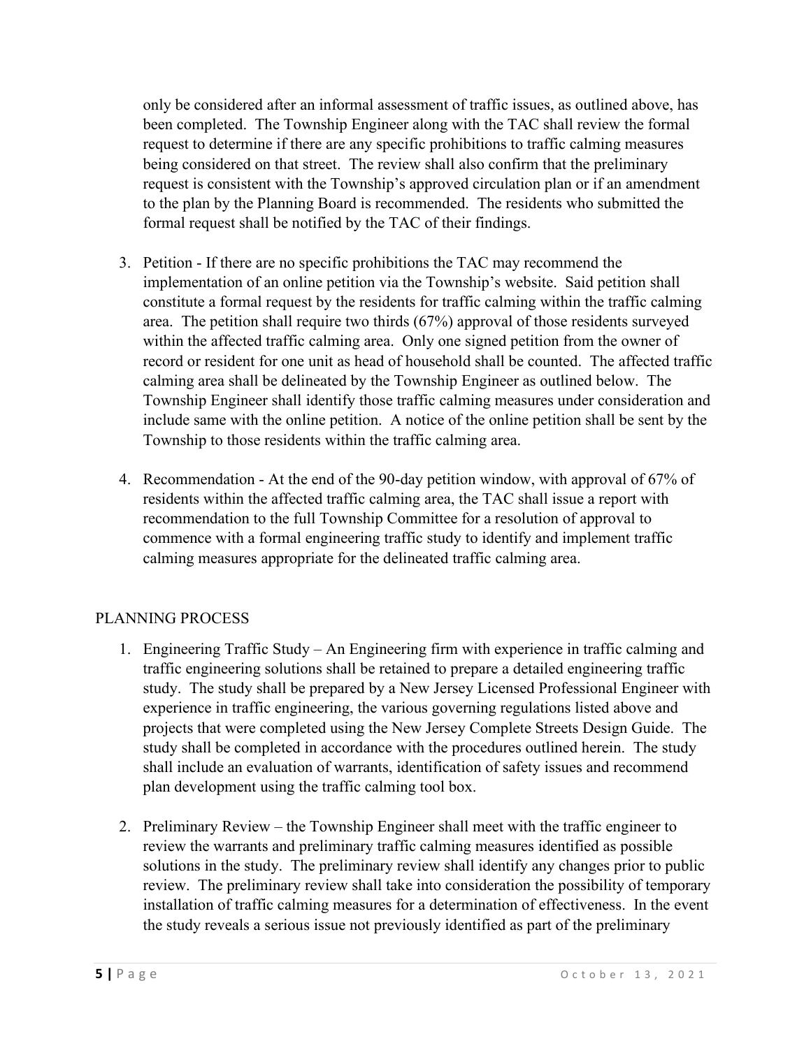only be considered after an informal assessment of traffic issues, as outlined above, has been completed. The Township Engineer along with the TAC shall review the formal request to determine if there are any specific prohibitions to traffic calming measures being considered on that street. The review shall also confirm that the preliminary request is consistent with the Township's approved circulation plan or if an amendment to the plan by the Planning Board is recommended. The residents who submitted the formal request shall be notified by the TAC of their findings.

3. Petition - If there are no specific prohibitions the TAC may recommend the implementation of an online petition via the Township's website. Said petition shall constitute a formal request by the residents for traffic calming within the traffic calming area. The petition shall require two thirds (67%) approval of those residents surveyed within the affected traffic calming area. Only one signed petition from the owner of record or resident for one unit as head of household shall be counted. The affected traffic calming area shall be delineated by the Township Engineer as outlined below. The Township Engineer shall identify those traffic calming measures under consideration and include same with the online petition. A notice of the online petition shall be sent by the Township to those residents within the traffic calming area.

4. Recommendation - At the end of the 90-day petition window, with approval of 67% of residents within the affected traffic calming area, the TAC shall issue a report with recommendation to the full Township Committee for a resolution of approval to commence with a formal engineering traffic study to identify and implement traffic calming measures appropriate for the delineated traffic calming area.

## PLANNING PROCESS

1. Engineering Traffic Study – An Engineering firm with experience in traffic calming and traffic engineering solutions shall be retained to prepare a detailed engineering traffic study. The study shall be prepared by a New Jersey Licensed Professional Engineer with experience in traffic engineering, the various governing regulations listed above and projects that were completed using the New Jersey Complete Streets Design Guide. The study shall be completed in accordance with the procedures outlined herein. The study shall include an evaluation of warrants, identification of safety issues and recommend plan development using the traffic calming tool box.

2. Preliminary Review – the Township Engineer shall meet with the traffic engineer to review the warrants and preliminary traffic calming measures identified as possible solutions in the study. The preliminary review shall identify any changes prior to public review. The preliminary review shall take into consideration the possibility of temporary installation of traffic calming measures for a determination of effectiveness. In the event the study reveals a serious issue not previously identified as part of the preliminary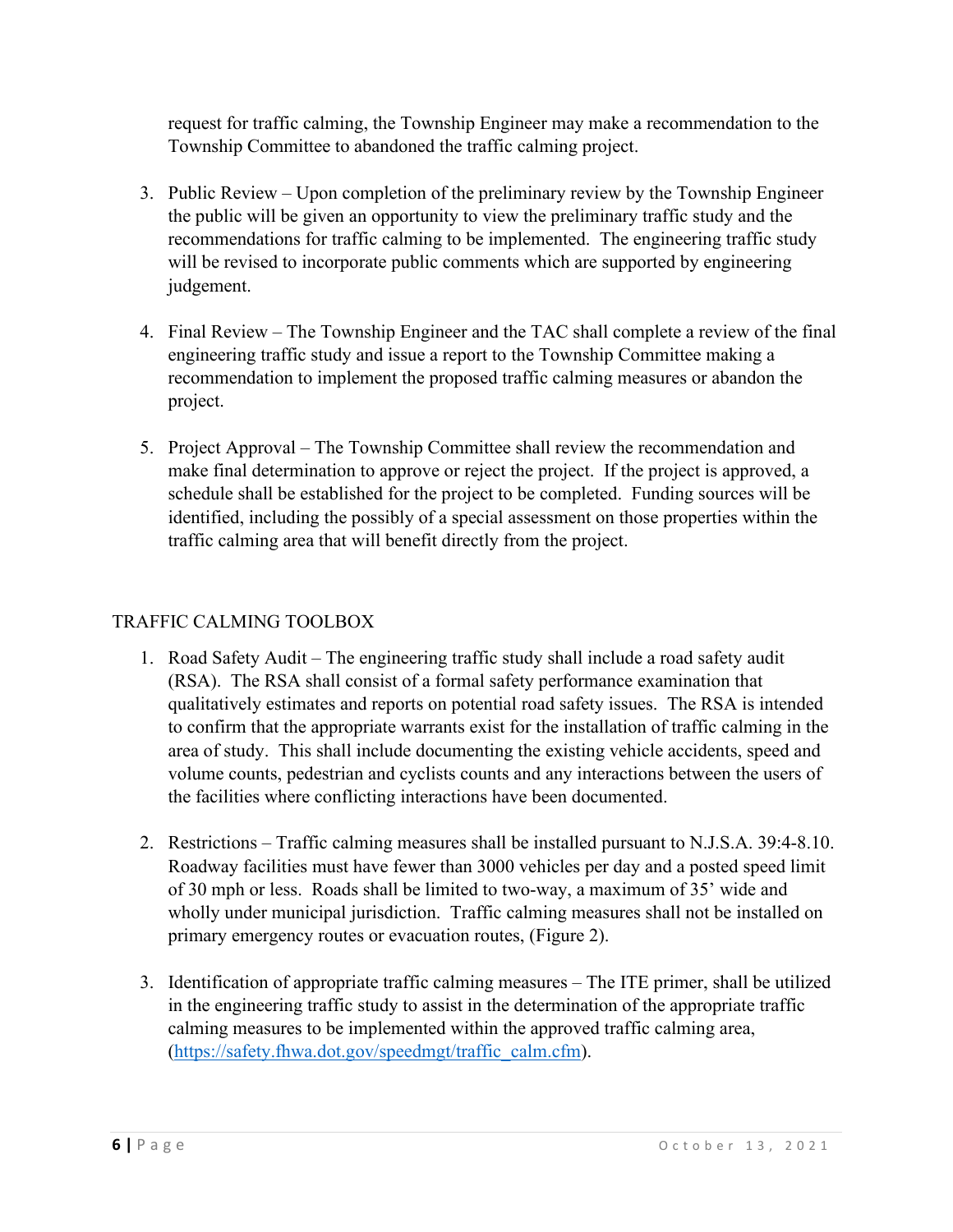request for traffic calming, the Township Engineer may make a recommendation to the Township Committee to abandoned the traffic calming project.

3. Public Review – Upon completion of the preliminary review by the Township Engineer the public will be given an opportunity to view the preliminary traffic study and the recommendations for traffic calming to be implemented. The engineering traffic study will be revised to incorporate public comments which are supported by engineering judgement.

4. Final Review – The Township Engineer and the TAC shall complete a review of the final engineering traffic study and issue a report to the Township Committee making a recommendation to implement the proposed traffic calming measures or abandon the project.

5. Project Approval – The Township Committee shall review the recommendation and make final determination to approve or reject the project. If the project is approved, a schedule shall be established for the project to be completed. Funding sources will be identified, including the possibly of a special assessment on those properties within the traffic calming area that will benefit directly from the project.

## TRAFFIC CALMING TOOLBOX

1. Road Safety Audit – The engineering traffic study shall include a road safety audit (RSA). The RSA shall consist of a formal safety performance examination that qualitatively estimates and reports on potential road safety issues. The RSA is intended to confirm that the appropriate warrants exist for the installation of traffic calming in the area of study. This shall include documenting the existing vehicle accidents, speed and volume counts, pedestrian and cyclists counts and any interactions between the users of the facilities where conflicting interactions have been documented.

2. Restrictions – Traffic calming measures shall be installed pursuant to N.J.S.A. 39:4-8.10. Roadway facilities must have fewer than 3000 vehicles per day and a posted speed limit of 30 mph or less. Roads shall be limited to two-way, a maximum of 35' wide and wholly under municipal jurisdiction. Traffic calming measures shall not be installed on primary emergency routes or evacuation routes, (Figure 2).

3. Identification of appropriate traffic calming measures – The ITE primer, shall be utilized in the engineering traffic study to assist in the determination of the appropriate traffic calming measures to be implemented within the approved traffic calming area, ([https://safety.fhwa.dot.gov/speedmgt/traffic_calm.cfm](https://safety.fhwa.dot.gov/speedmgt/traffic_calm.cfm)).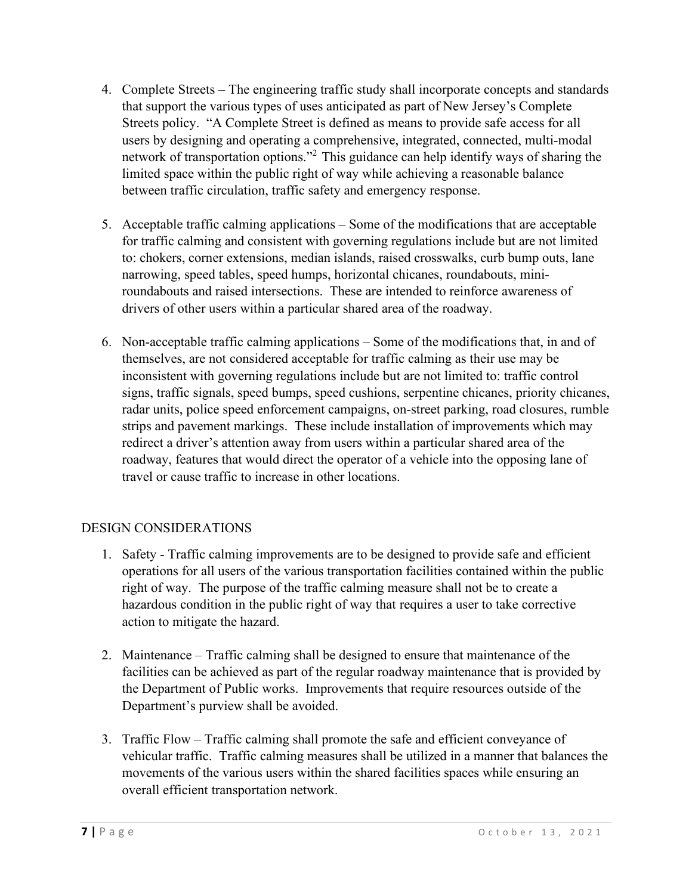4. Complete Streets – The engineering traffic study shall incorporate concepts and standards that support the various types of uses anticipated as part of New Jersey's Complete Streets policy. "A Complete Street is defined as means to provide safe access for all users by designing and operating a comprehensive, integrated, connected, multi-modal network of transportation options."[2] This guidance can help identify ways of sharing the limited space within the public right of way while achieving a reasonable balance between traffic circulation, traffic safety and emergency response.

5. Acceptable traffic calming applications – Some of the modifications that are acceptable for traffic calming and consistent with governing regulations include but are not limited to: chokers, corner extensions, median islands, raised crosswalks, curb bump outs, lane narrowing, speed tables, speed humps, horizontal chicanes, roundabouts, mini-roundabouts and raised intersections. These are intended to reinforce awareness of drivers of other users within a particular shared area of the roadway.

6. Non-acceptable traffic calming applications – Some of the modifications that, in and of themselves, are not considered acceptable for traffic calming as their use may be inconsistent with governing regulations include but are not limited to: traffic control signs, traffic signals, speed bumps, speed cushions, serpentine chicanes, priority chicanes, radar units, police speed enforcement campaigns, on-street parking, road closures, rumble strips and pavement markings. These include installation of improvements which may redirect a driver's attention away from users within a particular shared area of the roadway, features that would direct the operator of a vehicle into the opposing lane of travel or cause traffic to increase in other locations.

## DESIGN CONSIDERATIONS

1. Safety - Traffic calming improvements are to be designed to provide safe and efficient operations for all users of the various transportation facilities contained within the public right of way. The purpose of the traffic calming measure shall not be to create a hazardous condition in the public right of way that requires a user to take corrective action to mitigate the hazard.

2. Maintenance – Traffic calming shall be designed to ensure that maintenance of the facilities can be achieved as part of the regular roadway maintenance that is provided by the Department of Public works. Improvements that require resources outside of the Department's purview shall be avoided.

3. Traffic Flow – Traffic calming shall promote the safe and efficient conveyance of vehicular traffic. Traffic calming measures shall be utilized in a manner that balances the movements of the various users within the shared facilities spaces while ensuring an overall efficient transportation network.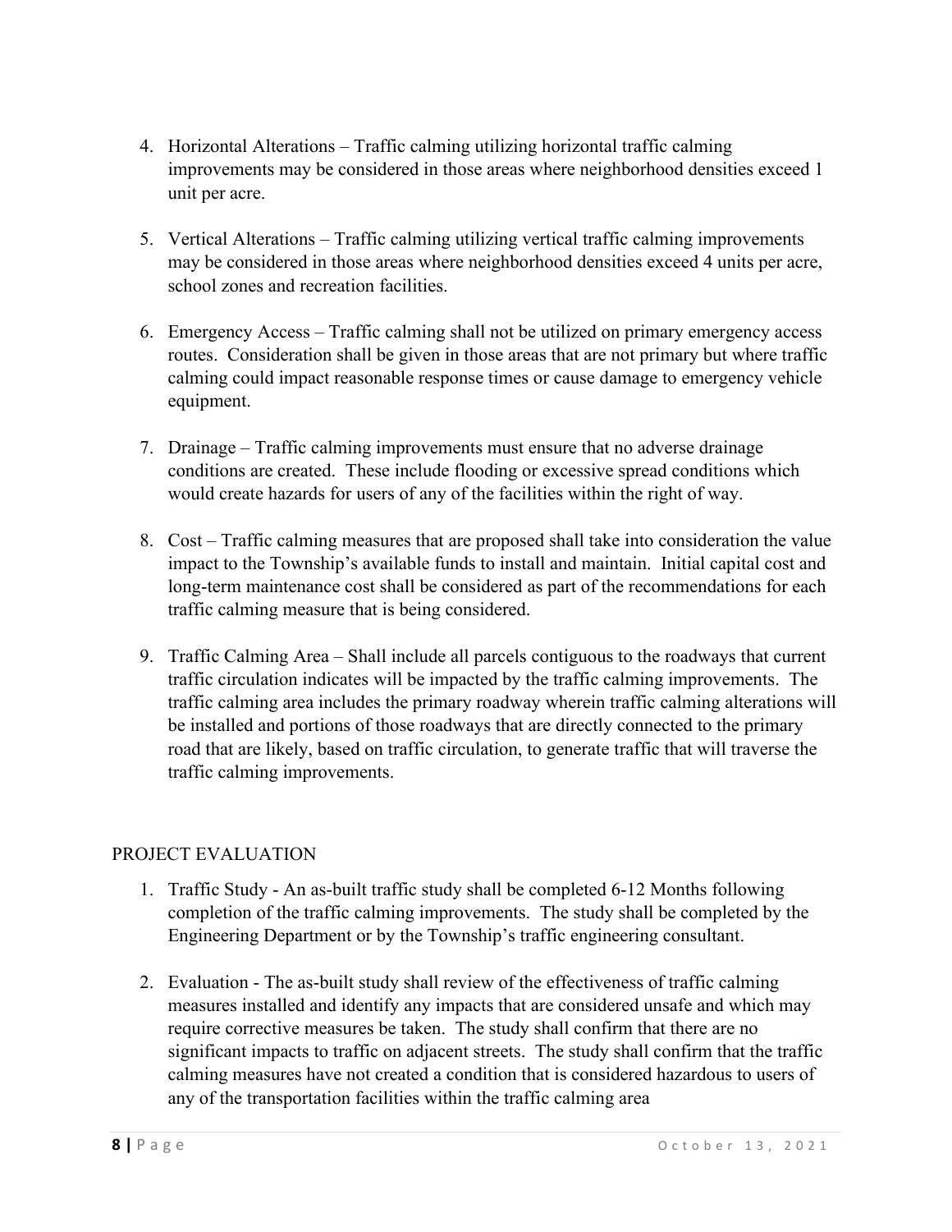4. Horizontal Alterations – Traffic calming utilizing horizontal traffic calming improvements may be considered in those areas where neighborhood densities exceed 1 unit per acre.

5. Vertical Alterations – Traffic calming utilizing vertical traffic calming improvements may be considered in those areas where neighborhood densities exceed 4 units per acre, school zones and recreation facilities.

6. Emergency Access – Traffic calming shall not be utilized on primary emergency access routes. Consideration shall be given in those areas that are not primary but where traffic calming could impact reasonable response times or cause damage to emergency vehicle equipment.

7. Drainage – Traffic calming improvements must ensure that no adverse drainage conditions are created. These include flooding or excessive spread conditions which would create hazards for users of any of the facilities within the right of way.

8. Cost – Traffic calming measures that are proposed shall take into consideration the value impact to the Township's available funds to install and maintain. Initial capital cost and long-term maintenance cost shall be considered as part of the recommendations for each traffic calming measure that is being considered.

9. Traffic Calming Area – Shall include all parcels contiguous to the roadways that current traffic circulation indicates will be impacted by the traffic calming improvements. The traffic calming area includes the primary roadway wherein traffic calming alterations will be installed and portions of those roadways that are directly connected to the primary road that are likely, based on traffic circulation, to generate traffic that will traverse the traffic calming improvements.

## PROJECT EVALUATION

1. Traffic Study - An as-built traffic study shall be completed 6-12 Months following completion of the traffic calming improvements. The study shall be completed by the Engineering Department or by the Township's traffic engineering consultant.

2. Evaluation - The as-built study shall review of the effectiveness of traffic calming measures installed and identify any impacts that are considered unsafe and which may require corrective measures be taken. The study shall confirm that there are no significant impacts to traffic on adjacent streets. The study shall confirm that the traffic calming measures have not created a condition that is considered hazardous to users of any of the transportation facilities within the traffic calming area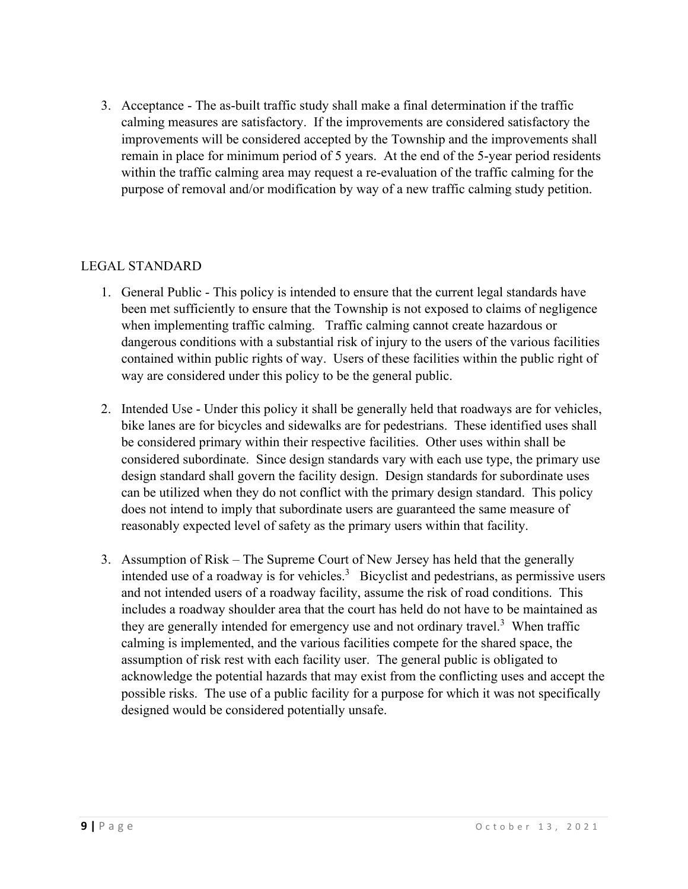3. Acceptance - The as-built traffic study shall make a final determination if the traffic calming measures are satisfactory. If the improvements are considered satisfactory the improvements will be considered accepted by the Township and the improvements shall remain in place for minimum period of 5 years. At the end of the 5-year period residents within the traffic calming area may request a re-evaluation of the traffic calming for the purpose of removal and/or modification by way of a new traffic calming study petition.

## LEGAL STANDARD

1. General Public - This policy is intended to ensure that the current legal standards have been met sufficiently to ensure that the Township is not exposed to claims of negligence when implementing traffic calming. Traffic calming cannot create hazardous or dangerous conditions with a substantial risk of injury to the users of the various facilities contained within public rights of way. Users of these facilities within the public right of way are considered under this policy to be the general public.

2. Intended Use - Under this policy it shall be generally held that roadways are for vehicles, bike lanes are for bicycles and sidewalks are for pedestrians. These identified uses shall be considered primary within their respective facilities. Other uses within shall be considered subordinate. Since design standards vary with each use type, the primary use design standard shall govern the facility design. Design standards for subordinate uses can be utilized when they do not conflict with the primary design standard. This policy does not intend to imply that subordinate users are guaranteed the same measure of reasonably expected level of safety as the primary users within that facility.

3. Assumption of Risk – The Supreme Court of New Jersey has held that the generally intended use of a roadway is for vehicles.[3] Bicyclist and pedestrians, as permissive users and not intended users of a roadway facility, assume the risk of road conditions. This includes a roadway shoulder area that the court has held do not have to be maintained as they are generally intended for emergency use and not ordinary travel.[3] When traffic calming is implemented, and the various facilities compete for the shared space, the assumption of risk rest with each facility user. The general public is obligated to acknowledge the potential hazards that may exist from the conflicting uses and accept the possible risks. The use of a public facility for a purpose for which it was not specifically designed would be considered potentially unsafe.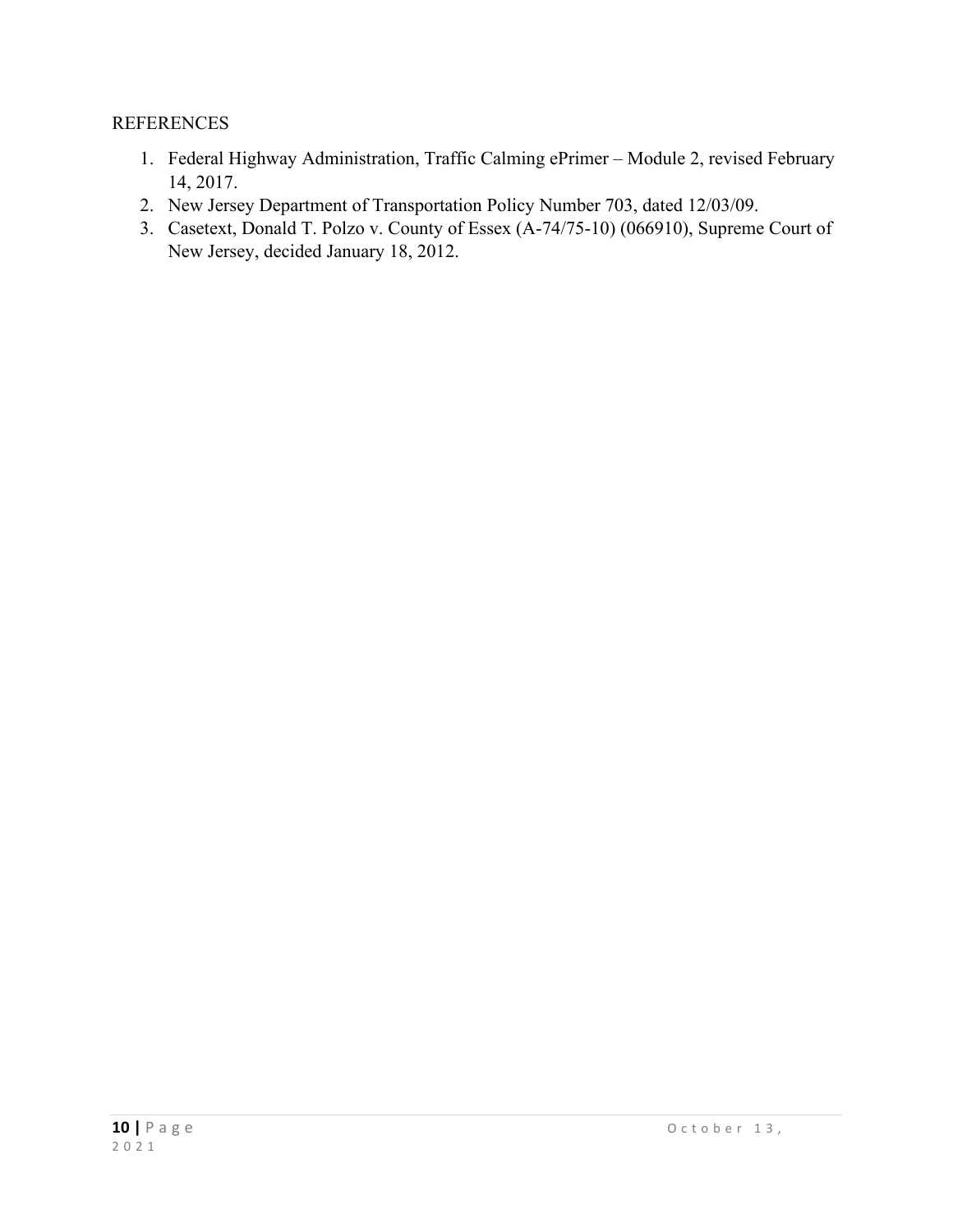REFERENCES

1. Federal Highway Administration, Traffic Calming ePrimer – Module 2, revised February 14, 2017.
2. New Jersey Department of Transportation Policy Number 703, dated 12/03/09.
3. Casetext, Donald T. Polzo v. County of Essex (A-74/75-10) (066910), Supreme Court of New Jersey, decided January 18, 2012.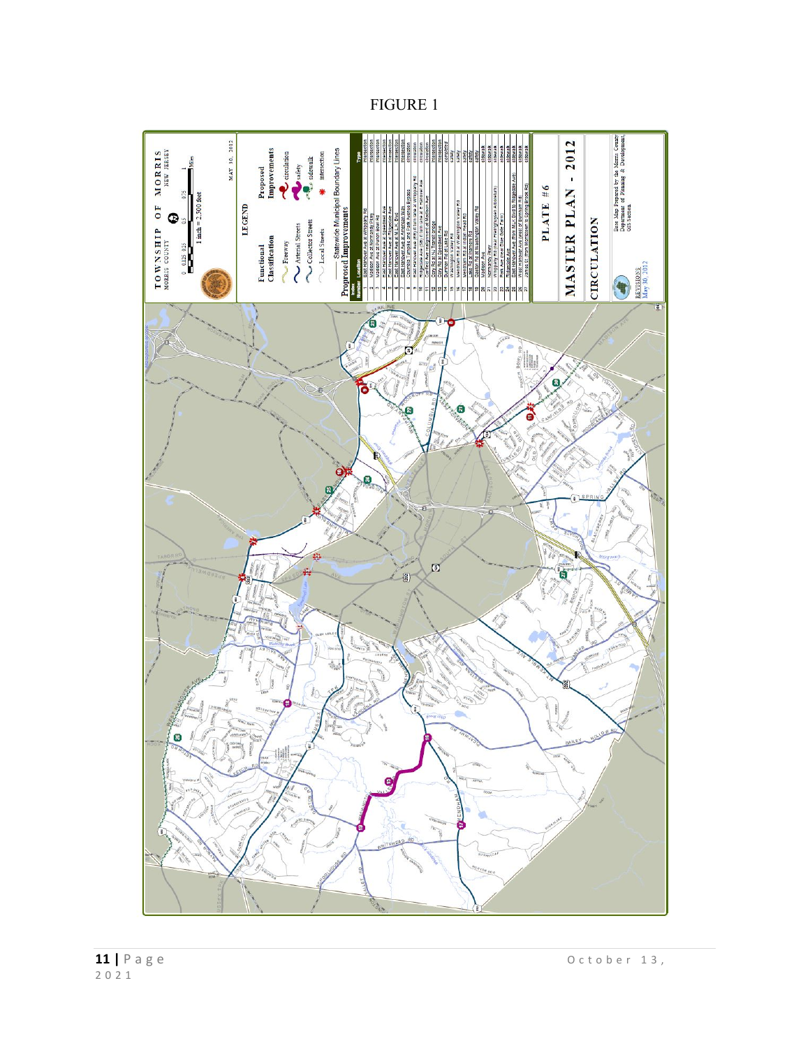FIGURE 1

TOWNSHIP OF MORRIS
MORRIS COUNTY NEW JERSEY

1 inch = 2,500 feet

MAY 30, 2012

LEGEND

| Functional Classification | Proposed Improvements |
|---|---|
| Freeway | circulation |
| Arterial Streets | safety |
| Collector Streets | sidewalk |
| Local Streets | intersection |

Statewide Municipal Boundary Lines

Proposed Improvements

| Map Number | Location | Type |
|---|---|---|
| 1 | East Hanover Ave at Whippany Rd | intersection |
| 2 | Madison Ave at Normandy Pkwy | intersection |
| 3 | Madison Ave at Punch Bowl Rd | intersection |
| 4 | East Hanover Ave at Speedwell Ave | intersection |
| 5 | East Hanover Ave at Ridgedale Ave | intersection |
| 6 | East Hanover Ave at M.L.K. Blvd | intersection |
| 7 | East Hanover Ave at American Way | intersection |
| 8 | Columbia Turnpike and Park Avenue Bypass | circulation |
| 9 | East Hanover Ave (Right turn lane at Whippany Rd) | circulation |
| 10 | Ridgedale Ave (Left turn lane at Columbia Ave) | circulation |
| 11 | Canfield Ave realignment at Madison Ave | circulation |
| 12 | Ozzy Rd at NJ Transit bridge | intersection |
| 13 | Ozzy Rd at Speedwell Ave | intersection |
| 14 | Burnham Rd at Lake Rd | completed |
| 15 | Washington Valley Rd | safety |
| 16 | Westminster Rd at Washington Valley Rd | safety |
| 17 | Wendham Rd at Indian Head Rd | safety |
| 18 | Lake Rd at Sussex Rd | safety |
| 19 | Mendham Rd at Washington Valley Rd | safety |
| 20 | Madison Ave | sidewalk |
| 21 | Normandy Pkwy | sidewalk |
| 22 | Whippany Rd (near Frelinghuysen Arboretum) | sidewalk |
| 23 | Park Ave (near Fosterfields Farm) | sidewalk |
| 24 | Ridgedale Ave | sidewalk |
| 25 | East Hanover Ave (from M.L.K. Blvd to Ridgedale Ave) | sidewalk |
| 26 | West Hanover Ave (west of Burnham Rd) | sidewalk |
| 27 | James St (from Morristown to Spring Brook Rd) | sidewalk |

PLATE #6

MASTER PLAN - 2012

CIRCULATION

Base Map Prepared by the Morris County Department of Planning & Development, GIS Section

REVISIONS
May 30, 2012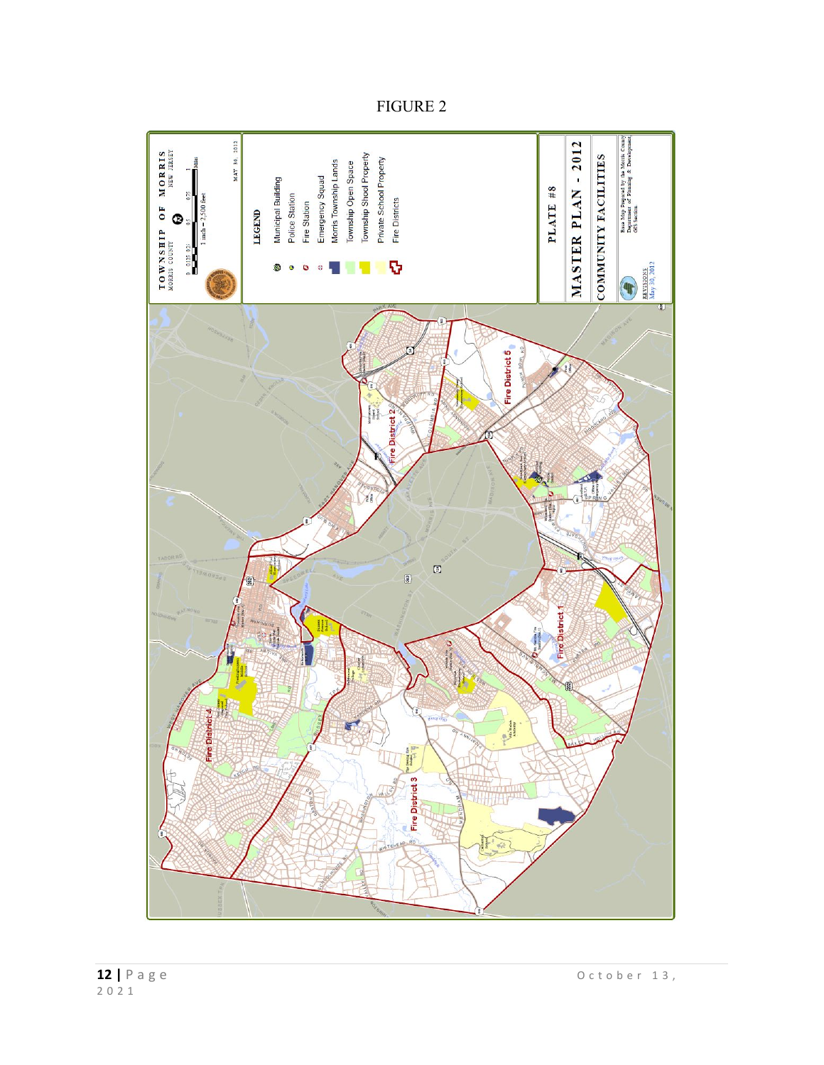FIGURE 2

TOWNSHIP OF MORRIS
MORRIS COUNTY NEW JERSEY

0 0.125 0.25 0.5 0.75 1 Miles
1 inch = 2,500 feet

MAY 30, 2012

LEGEND

Municipal Building
Police Station
Fire Station
Emergency Squad
Morris Township Lands
Township Open Space
Township Shool Property
Private School Property
Fire Districts

PLATE #8

MASTER PLAN - 2012

COMMUNITY FACILITIES

Base Map Prepared by the Morris County Department of Planning & Development, GIS Section.

REVISIONS
May 30, 2012

Fire District 1
Fire District 2
Fire District 3
Fire District 4
Fire District 5